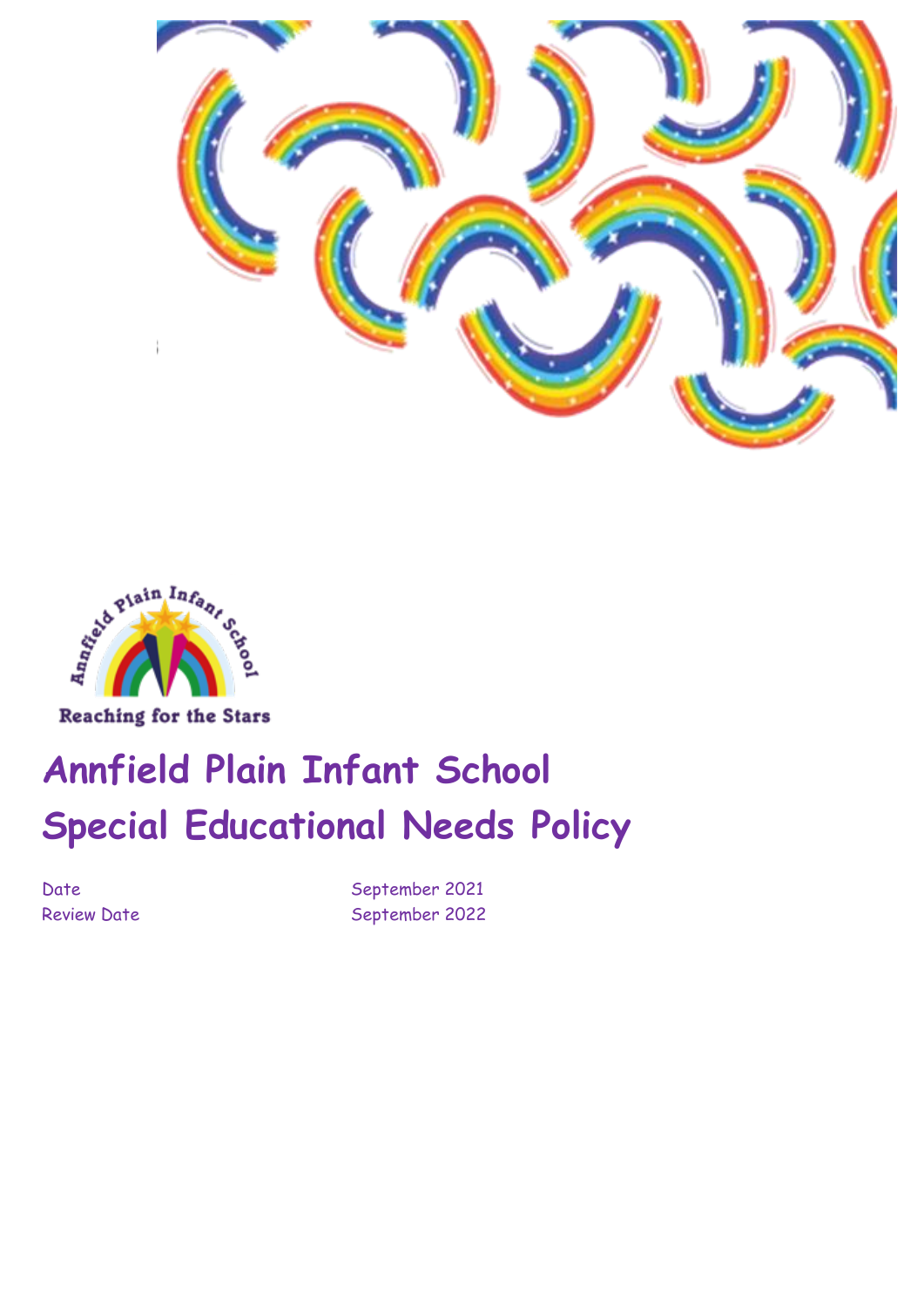Reaching for the Stars

# Annfield Plain Infant School
# Special Educational Needs Policy

| | |
|---|---|
| Date | September 2021 |
| Review Date | September 2022 |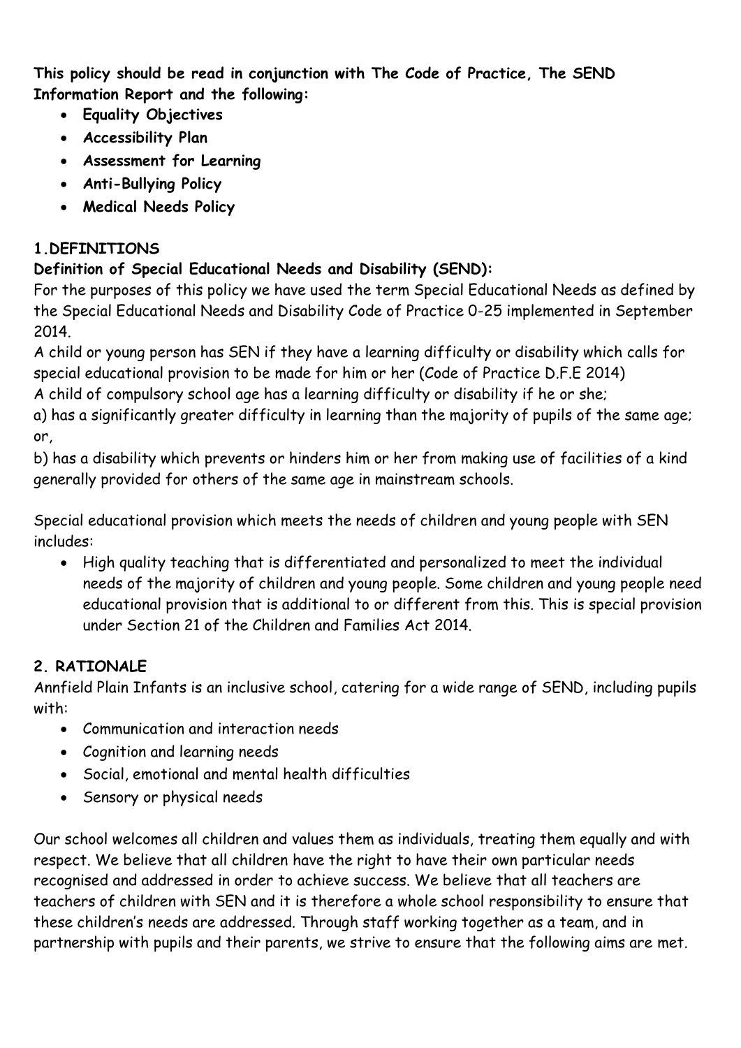**This policy should be read in conjunction with The Code of Practice, The SEND Information Report and the following:**

- **Equality Objectives**
- **Accessibility Plan**
- **Assessment for Learning**
- **Anti-Bullying Policy**
- **Medical Needs Policy**

## 1.DEFINITIONS

**Definition of Special Educational Needs and Disability (SEND):**

For the purposes of this policy we have used the term Special Educational Needs as defined by the Special Educational Needs and Disability Code of Practice 0-25 implemented in September 2014.

A child or young person has SEN if they have a learning difficulty or disability which calls for special educational provision to be made for him or her (Code of Practice D.F.E 2014)

A child of compulsory school age has a learning difficulty or disability if he or she;

a) has a significantly greater difficulty in learning than the majority of pupils of the same age; or,

b) has a disability which prevents or hinders him or her from making use of facilities of a kind generally provided for others of the same age in mainstream schools.

Special educational provision which meets the needs of children and young people with SEN includes:

- High quality teaching that is differentiated and personalized to meet the individual needs of the majority of children and young people. Some children and young people need educational provision that is additional to or different from this. This is special provision under Section 21 of the Children and Families Act 2014.

## 2. RATIONALE

Annfield Plain Infants is an inclusive school, catering for a wide range of SEND, including pupils with:

- Communication and interaction needs
- Cognition and learning needs
- Social, emotional and mental health difficulties
- Sensory or physical needs

Our school welcomes all children and values them as individuals, treating them equally and with respect. We believe that all children have the right to have their own particular needs recognised and addressed in order to achieve success. We believe that all teachers are teachers of children with SEN and it is therefore a whole school responsibility to ensure that these children's needs are addressed. Through staff working together as a team, and in partnership with pupils and their parents, we strive to ensure that the following aims are met.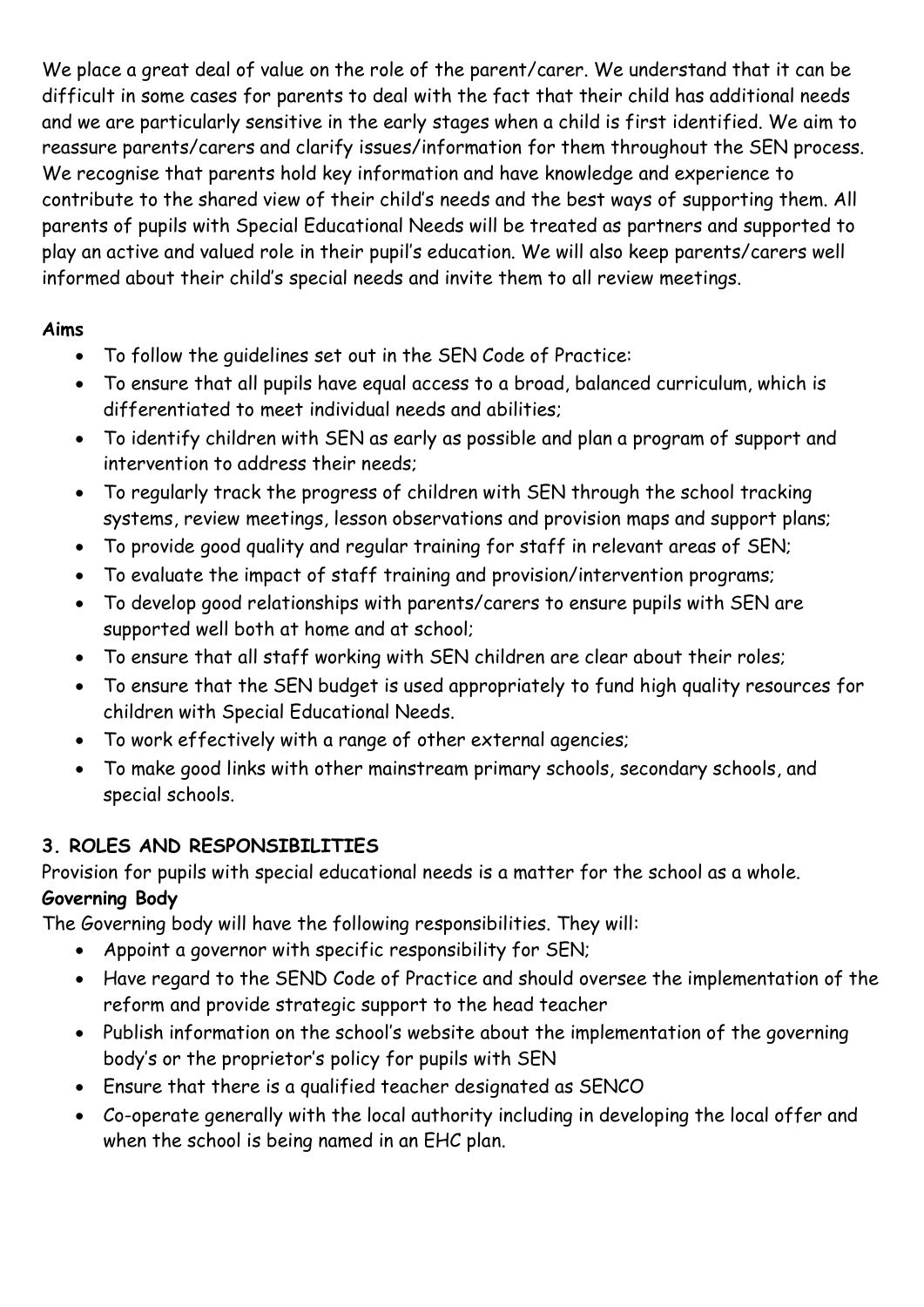We place a great deal of value on the role of the parent/carer. We understand that it can be difficult in some cases for parents to deal with the fact that their child has additional needs and we are particularly sensitive in the early stages when a child is first identified. We aim to reassure parents/carers and clarify issues/information for them throughout the SEN process. We recognise that parents hold key information and have knowledge and experience to contribute to the shared view of their child's needs and the best ways of supporting them. All parents of pupils with Special Educational Needs will be treated as partners and supported to play an active and valued role in their pupil's education. We will also keep parents/carers well informed about their child's special needs and invite them to all review meetings.

**Aims**

- To follow the guidelines set out in the SEN Code of Practice:
- To ensure that all pupils have equal access to a broad, balanced curriculum, which is differentiated to meet individual needs and abilities;
- To identify children with SEN as early as possible and plan a program of support and intervention to address their needs;
- To regularly track the progress of children with SEN through the school tracking systems, review meetings, lesson observations and provision maps and support plans;
- To provide good quality and regular training for staff in relevant areas of SEN;
- To evaluate the impact of staff training and provision/intervention programs;
- To develop good relationships with parents/carers to ensure pupils with SEN are supported well both at home and at school;
- To ensure that all staff working with SEN children are clear about their roles;
- To ensure that the SEN budget is used appropriately to fund high quality resources for children with Special Educational Needs.
- To work effectively with a range of other external agencies;
- To make good links with other mainstream primary schools, secondary schools, and special schools.

## 3. ROLES AND RESPONSIBILITIES

Provision for pupils with special educational needs is a matter for the school as a whole.

**Governing Body**

The Governing body will have the following responsibilities. They will:

- Appoint a governor with specific responsibility for SEN;
- Have regard to the SEND Code of Practice and should oversee the implementation of the reform and provide strategic support to the head teacher
- Publish information on the school's website about the implementation of the governing body's or the proprietor's policy for pupils with SEN
- Ensure that there is a qualified teacher designated as SENCO
- Co-operate generally with the local authority including in developing the local offer and when the school is being named in an EHC plan.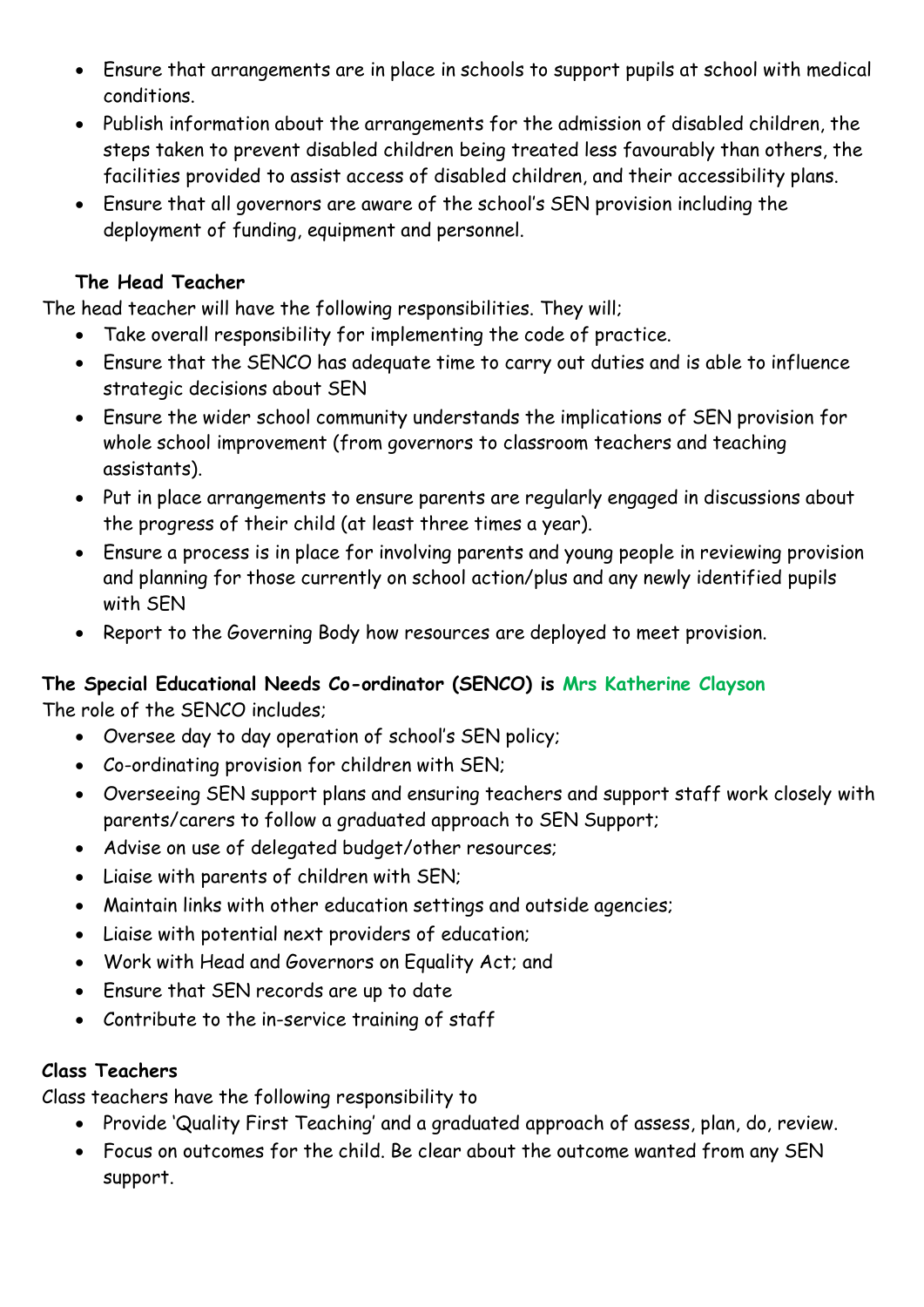- Ensure that arrangements are in place in schools to support pupils at school with medical conditions.
- Publish information about the arrangements for the admission of disabled children, the steps taken to prevent disabled children being treated less favourably than others, the facilities provided to assist access of disabled children, and their accessibility plans.
- Ensure that all governors are aware of the school's SEN provision including the deployment of funding, equipment and personnel.

**The Head Teacher**

The head teacher will have the following responsibilities. They will;

- Take overall responsibility for implementing the code of practice.
- Ensure that the SENCO has adequate time to carry out duties and is able to influence strategic decisions about SEN
- Ensure the wider school community understands the implications of SEN provision for whole school improvement (from governors to classroom teachers and teaching assistants).
- Put in place arrangements to ensure parents are regularly engaged in discussions about the progress of their child (at least three times a year).
- Ensure a process is in place for involving parents and young people in reviewing provision and planning for those currently on school action/plus and any newly identified pupils with SEN
- Report to the Governing Body how resources are deployed to meet provision.

**The Special Educational Needs Co-ordinator (SENCO) is Mrs Katherine Clayson**

The role of the SENCO includes;

- Oversee day to day operation of school's SEN policy;
- Co-ordinating provision for children with SEN;
- Overseeing SEN support plans and ensuring teachers and support staff work closely with parents/carers to follow a graduated approach to SEN Support;
- Advise on use of delegated budget/other resources;
- Liaise with parents of children with SEN;
- Maintain links with other education settings and outside agencies;
- Liaise with potential next providers of education;
- Work with Head and Governors on Equality Act; and
- Ensure that SEN records are up to date
- Contribute to the in-service training of staff

**Class Teachers**

Class teachers have the following responsibility to

- Provide 'Quality First Teaching' and a graduated approach of assess, plan, do, review.
- Focus on outcomes for the child. Be clear about the outcome wanted from any SEN support.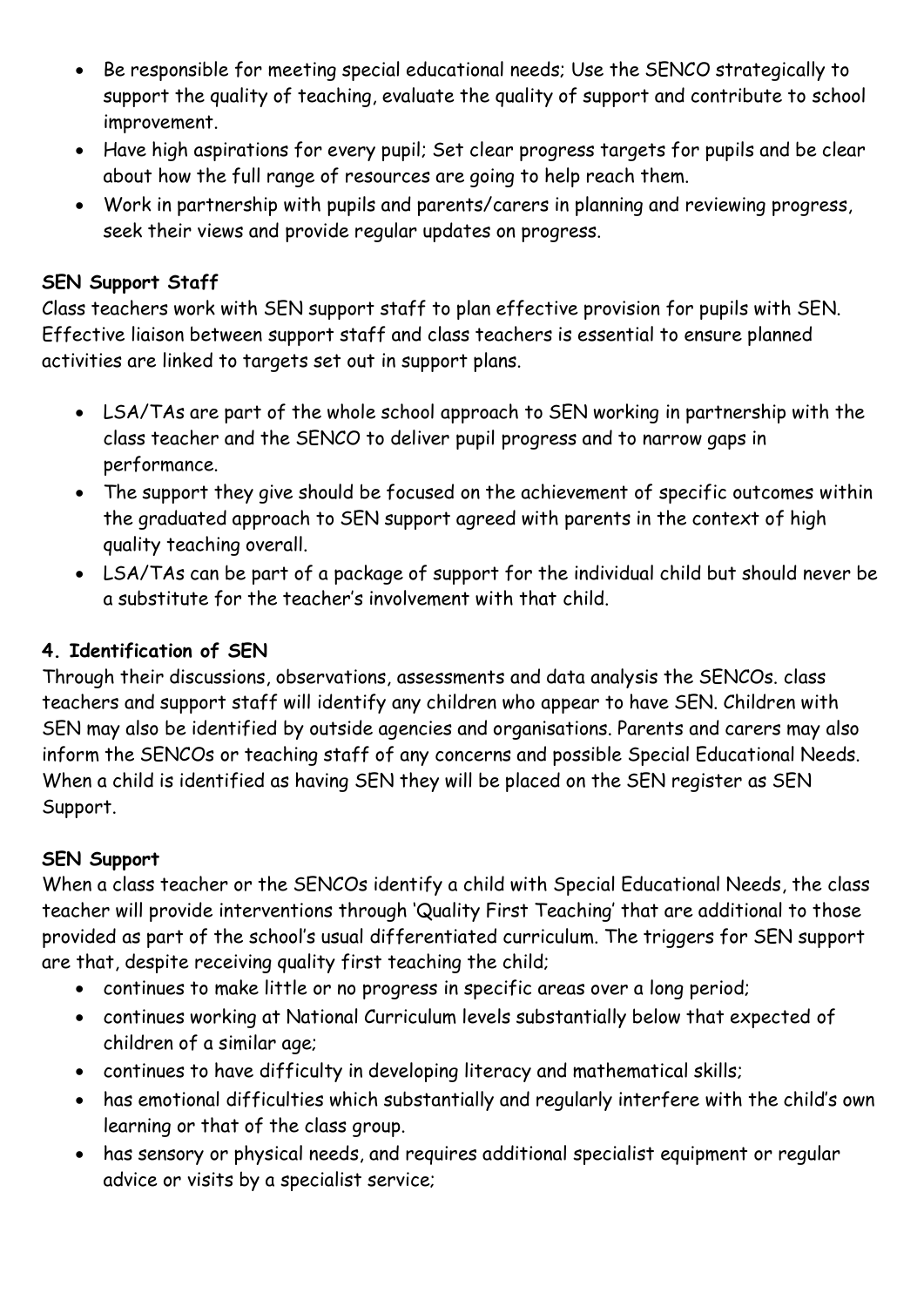- Be responsible for meeting special educational needs; Use the SENCO strategically to support the quality of teaching, evaluate the quality of support and contribute to school improvement.
- Have high aspirations for every pupil; Set clear progress targets for pupils and be clear about how the full range of resources are going to help reach them.
- Work in partnership with pupils and parents/carers in planning and reviewing progress, seek their views and provide regular updates on progress.

**SEN Support Staff**

Class teachers work with SEN support staff to plan effective provision for pupils with SEN. Effective liaison between support staff and class teachers is essential to ensure planned activities are linked to targets set out in support plans.

- LSA/TAs are part of the whole school approach to SEN working in partnership with the class teacher and the SENCO to deliver pupil progress and to narrow gaps in performance.
- The support they give should be focused on the achievement of specific outcomes within the graduated approach to SEN support agreed with parents in the context of high quality teaching overall.
- LSA/TAs can be part of a package of support for the individual child but should never be a substitute for the teacher's involvement with that child.

**4. Identification of SEN**

Through their discussions, observations, assessments and data analysis the SENCOs. class teachers and support staff will identify any children who appear to have SEN. Children with SEN may also be identified by outside agencies and organisations. Parents and carers may also inform the SENCOs or teaching staff of any concerns and possible Special Educational Needs. When a child is identified as having SEN they will be placed on the SEN register as SEN Support.

**SEN Support**

When a class teacher or the SENCOs identify a child with Special Educational Needs, the class teacher will provide interventions through 'Quality First Teaching' that are additional to those provided as part of the school's usual differentiated curriculum. The triggers for SEN support are that, despite receiving quality first teaching the child;

- continues to make little or no progress in specific areas over a long period;
- continues working at National Curriculum levels substantially below that expected of children of a similar age;
- continues to have difficulty in developing literacy and mathematical skills;
- has emotional difficulties which substantially and regularly interfere with the child's own learning or that of the class group.
- has sensory or physical needs, and requires additional specialist equipment or regular advice or visits by a specialist service;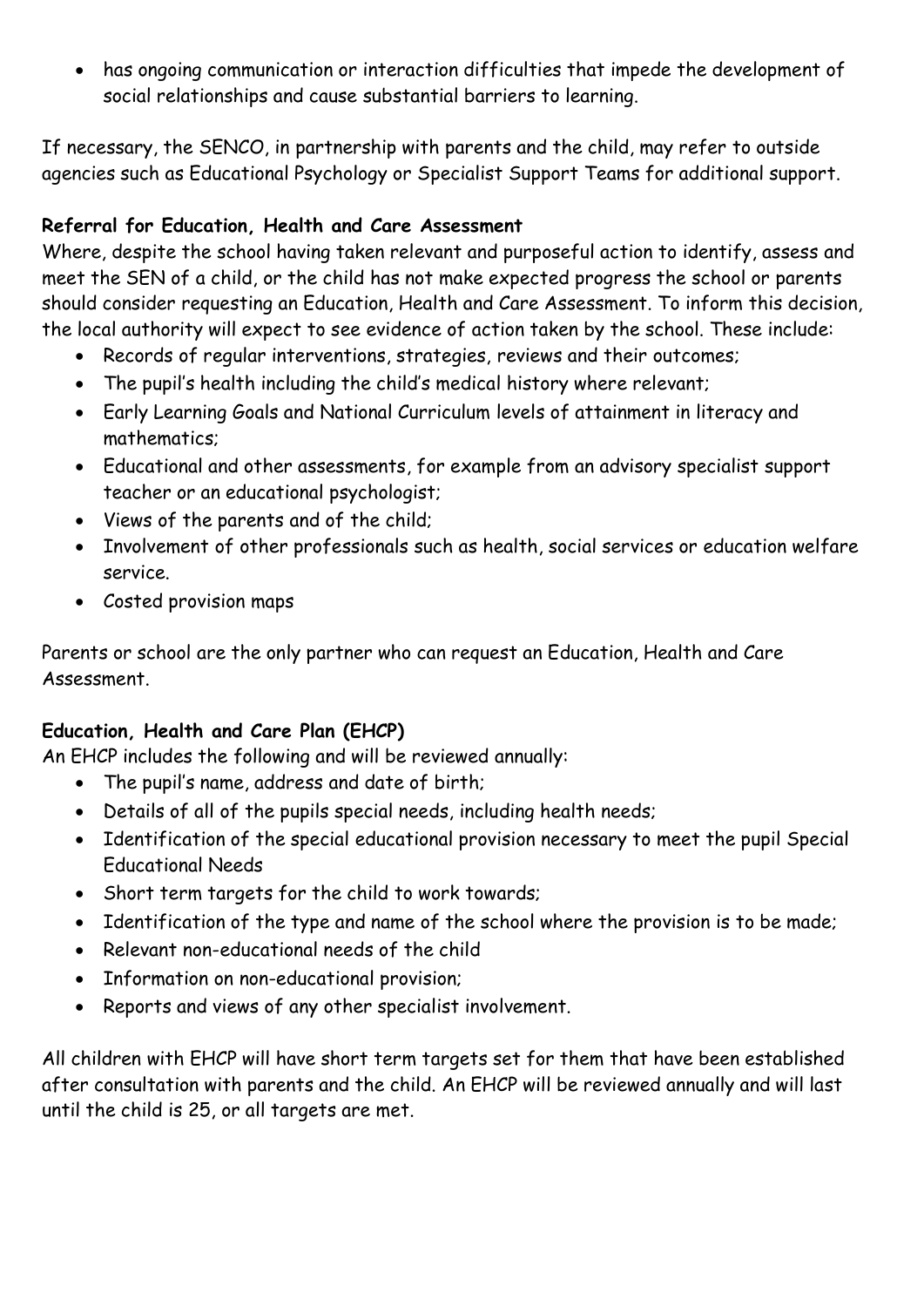- has ongoing communication or interaction difficulties that impede the development of social relationships and cause substantial barriers to learning.

If necessary, the SENCO, in partnership with parents and the child, may refer to outside agencies such as Educational Psychology or Specialist Support Teams for additional support.

**Referral for Education, Health and Care Assessment**

Where, despite the school having taken relevant and purposeful action to identify, assess and meet the SEN of a child, or the child has not make expected progress the school or parents should consider requesting an Education, Health and Care Assessment. To inform this decision, the local authority will expect to see evidence of action taken by the school. These include:

- Records of regular interventions, strategies, reviews and their outcomes;
- The pupil's health including the child's medical history where relevant;
- Early Learning Goals and National Curriculum levels of attainment in literacy and mathematics;
- Educational and other assessments, for example from an advisory specialist support teacher or an educational psychologist;
- Views of the parents and of the child;
- Involvement of other professionals such as health, social services or education welfare service.
- Costed provision maps

Parents or school are the only partner who can request an Education, Health and Care Assessment.

**Education, Health and Care Plan (EHCP)**

An EHCP includes the following and will be reviewed annually:

- The pupil's name, address and date of birth;
- Details of all of the pupils special needs, including health needs;
- Identification of the special educational provision necessary to meet the pupil Special Educational Needs
- Short term targets for the child to work towards;
- Identification of the type and name of the school where the provision is to be made;
- Relevant non-educational needs of the child
- Information on non-educational provision;
- Reports and views of any other specialist involvement.

All children with EHCP will have short term targets set for them that have been established after consultation with parents and the child. An EHCP will be reviewed annually and will last until the child is 25, or all targets are met.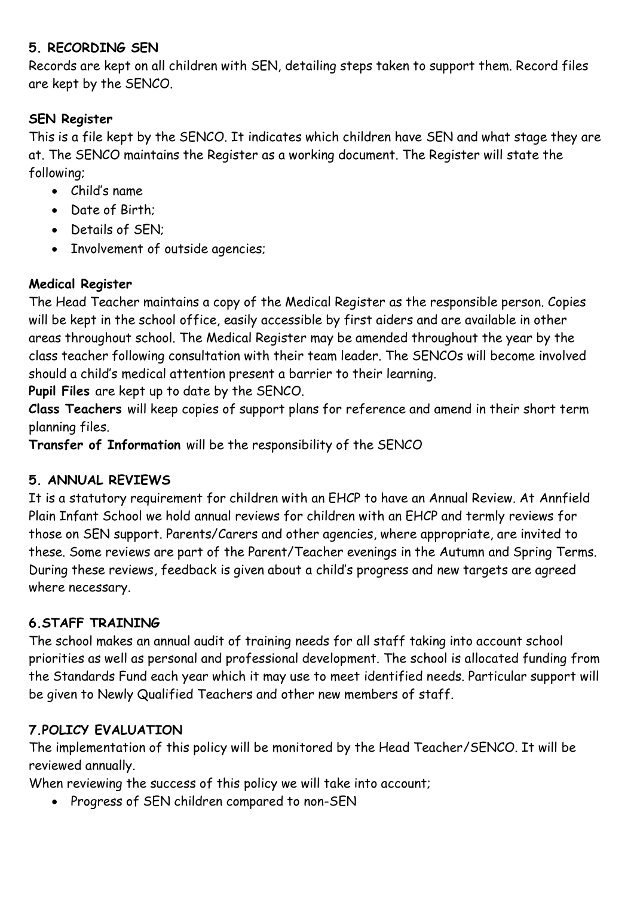## 5. RECORDING SEN

Records are kept on all children with SEN, detailing steps taken to support them. Record files are kept by the SENCO.

### SEN Register

This is a file kept by the SENCO. It indicates which children have SEN and what stage they are at. The SENCO maintains the Register as a working document. The Register will state the following;

- Child's name
- Date of Birth;
- Details of SEN;
- Involvement of outside agencies;

### Medical Register

The Head Teacher maintains a copy of the Medical Register as the responsible person. Copies will be kept in the school office, easily accessible by first aiders and are available in other areas throughout school. The Medical Register may be amended throughout the year by the class teacher following consultation with their team leader. The SENCOs will become involved should a child's medical attention present a barrier to their learning.

**Pupil Files** are kept up to date by the SENCO.

**Class Teachers** will keep copies of support plans for reference and amend in their short term planning files.

**Transfer of Information** will be the responsibility of the SENCO

## 5. ANNUAL REVIEWS

It is a statutory requirement for children with an EHCP to have an Annual Review. At Annfield Plain Infant School we hold annual reviews for children with an EHCP and termly reviews for those on SEN support. Parents/Carers and other agencies, where appropriate, are invited to these. Some reviews are part of the Parent/Teacher evenings in the Autumn and Spring Terms. During these reviews, feedback is given about a child's progress and new targets are agreed where necessary.

## 6.STAFF TRAINING

The school makes an annual audit of training needs for all staff taking into account school priorities as well as personal and professional development. The school is allocated funding from the Standards Fund each year which it may use to meet identified needs. Particular support will be given to Newly Qualified Teachers and other new members of staff.

## 7.POLICY EVALUATION

The implementation of this policy will be monitored by the Head Teacher/SENCO. It will be reviewed annually.

When reviewing the success of this policy we will take into account;

- Progress of SEN children compared to non-SEN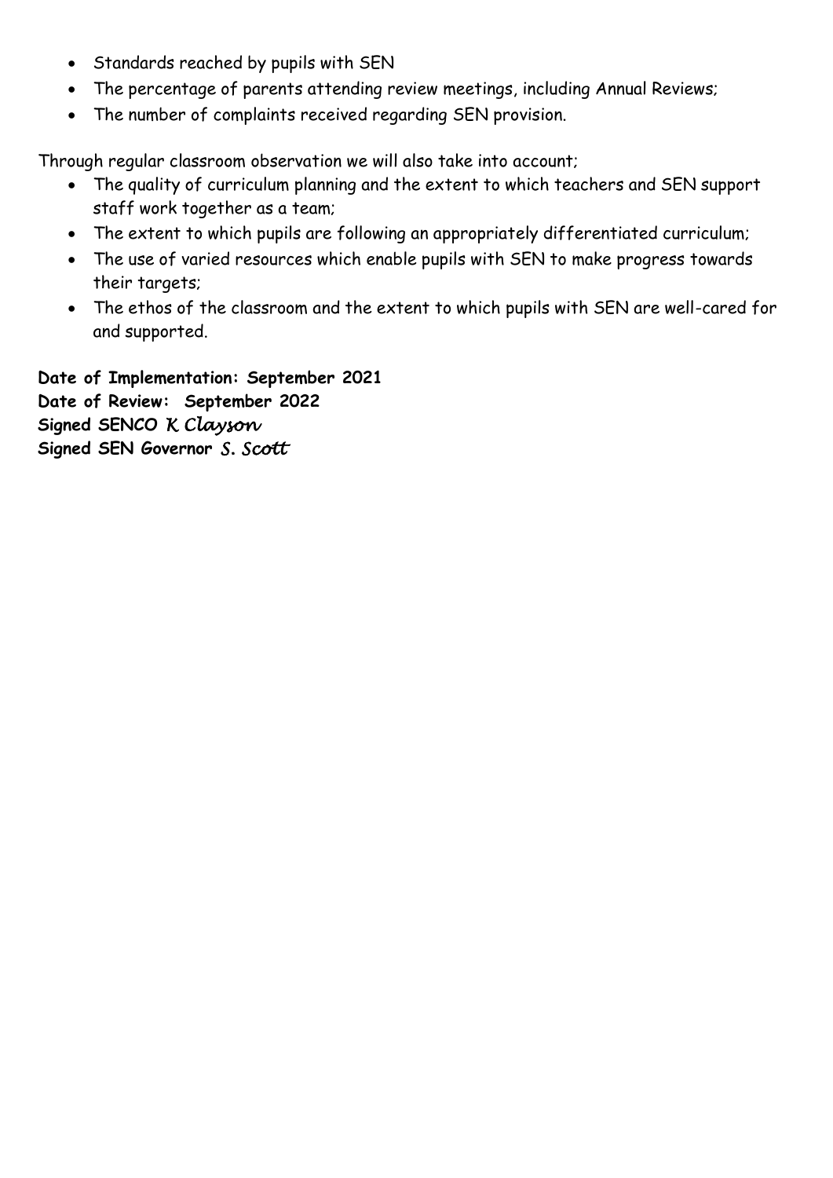- Standards reached by pupils with SEN
- The percentage of parents attending review meetings, including Annual Reviews;
- The number of complaints received regarding SEN provision.

Through regular classroom observation we will also take into account;

- The quality of curriculum planning and the extent to which teachers and SEN support staff work together as a team;
- The extent to which pupils are following an appropriately differentiated curriculum;
- The use of varied resources which enable pupils with SEN to make progress towards their targets;
- The ethos of the classroom and the extent to which pupils with SEN are well-cared for and supported.

**Date of Implementation: September 2021**
**Date of Review: September 2022**
**Signed SENCO** *K Clayson*
**Signed SEN Governor** *S. Scott*